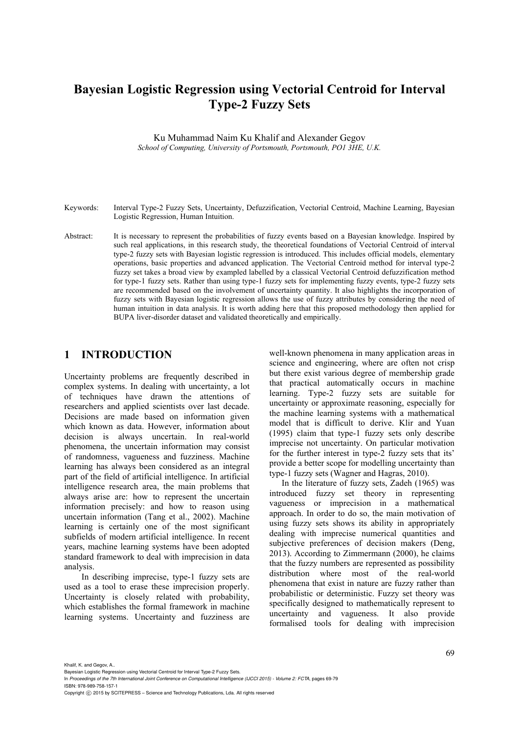# Bayesian Logistic Regression using Vectorial Centroid for Interval Type-2 Fuzzy Sets

Ku Muhammad Naim Ku Khalif and Alexander Gegov

*School of Computing, University of Portsmouth, Portsmouth, PO1 3HE, U.K.*

Keywords: Interval Type-2 Fuzzy Sets, Uncertainty, Defuzzification, Vectorial Centroid, Machine Learning, Bayesian Logistic Regression, Human Intuition.

Abstract: It is necessary to represent the probabilities of fuzzy events based on a Bayesian knowledge. Inspired by such real applications, in this research study, the theoretical foundations of Vectorial Centroid of interval type-2 fuzzy sets with Bayesian logistic regression is introduced. This includes official models, elementary operations, basic properties and advanced application. The Vectorial Centroid method for interval type-2 fuzzy set takes a broad view by exampled labelled by a classical Vectorial Centroid defuzzification method for type-1 fuzzy sets. Rather than using type-1 fuzzy sets for implementing fuzzy events, type-2 fuzzy sets are recommended based on the involvement of uncertainty quantity. It also highlights the incorporation of fuzzy sets with Bayesian logistic regression allows the use of fuzzy attributes by considering the need of human intuition in data analysis. It is worth adding here that this proposed methodology then applied for BUPA liver-disorder dataset and validated theoretically and empirically.

## 1 INTRODUCTION

Uncertainty problems are frequently described in complex systems. In dealing with uncertainty, a lot of techniques have drawn the attentions of researchers and applied scientists over last decade. Decisions are made based on information given which known as data. However, information about decision is always uncertain. In real-world phenomena, the uncertain information may consist of randomness, vagueness and fuzziness. Machine learning has always been considered as an integral part of the field of artificial intelligence. In artificial intelligence research area, the main problems that always arise are: how to represent the uncertain information precisely: and how to reason using uncertain information (Tang et al., 2002). Machine learning is certainly one of the most significant subfields of modern artificial intelligence. In recent years, machine learning systems have been adopted standard framework to deal with imprecision in data analysis.

In describing imprecise, type-1 fuzzy sets are used as a tool to erase these imprecision properly. Uncertainty is closely related with probability, which establishes the formal framework in machine learning systems. Uncertainty and fuzziness are well-known phenomena in many application areas in science and engineering, where are often not crisp but there exist various degree of membership grade that practical automatically occurs in machine learning. Type-2 fuzzy sets are suitable for uncertainty or approximate reasoning, especially for the machine learning systems with a mathematical model that is difficult to derive. Klir and Yuan (1995) claim that type-1 fuzzy sets only describe imprecise not uncertainty. On particular motivation for the further interest in type-2 fuzzy sets that its' provide a better scope for modelling uncertainty than type-1 fuzzy sets (Wagner and Hagras, 2010).

In the literature of fuzzy sets, Zadeh (1965) was introduced fuzzy set theory in representing vagueness or imprecision in a mathematical approach. In order to do so, the main motivation of using fuzzy sets shows its ability in appropriately dealing with imprecise numerical quantities and subjective preferences of decision makers (Deng, 2013). According to Zimmermann (2000), he claims that the fuzzy numbers are represented as possibility distribution where most of the real-world phenomena that exist in nature are fuzzy rather than probabilistic or deterministic. Fuzzy set theory was specifically designed to mathematically represent to uncertainty and vagueness. It also provide formalised tools for dealing with imprecision

Khalif, K. and Gegov, A..
Bayesian Logistic Regression using Vectorial Centroid for Interval Type-2 Fuzzy Sets.
In *Proceedings of the 7th International Joint Conference on Computational Intelligence (IJCCI 2015) - Volume 2: FCTA*, pages 69-79
ISBN: 978-989-758-157-1
Copyright © 2015 by SCITEPRESS – Science and Technology Publications, Lda. All rights reserved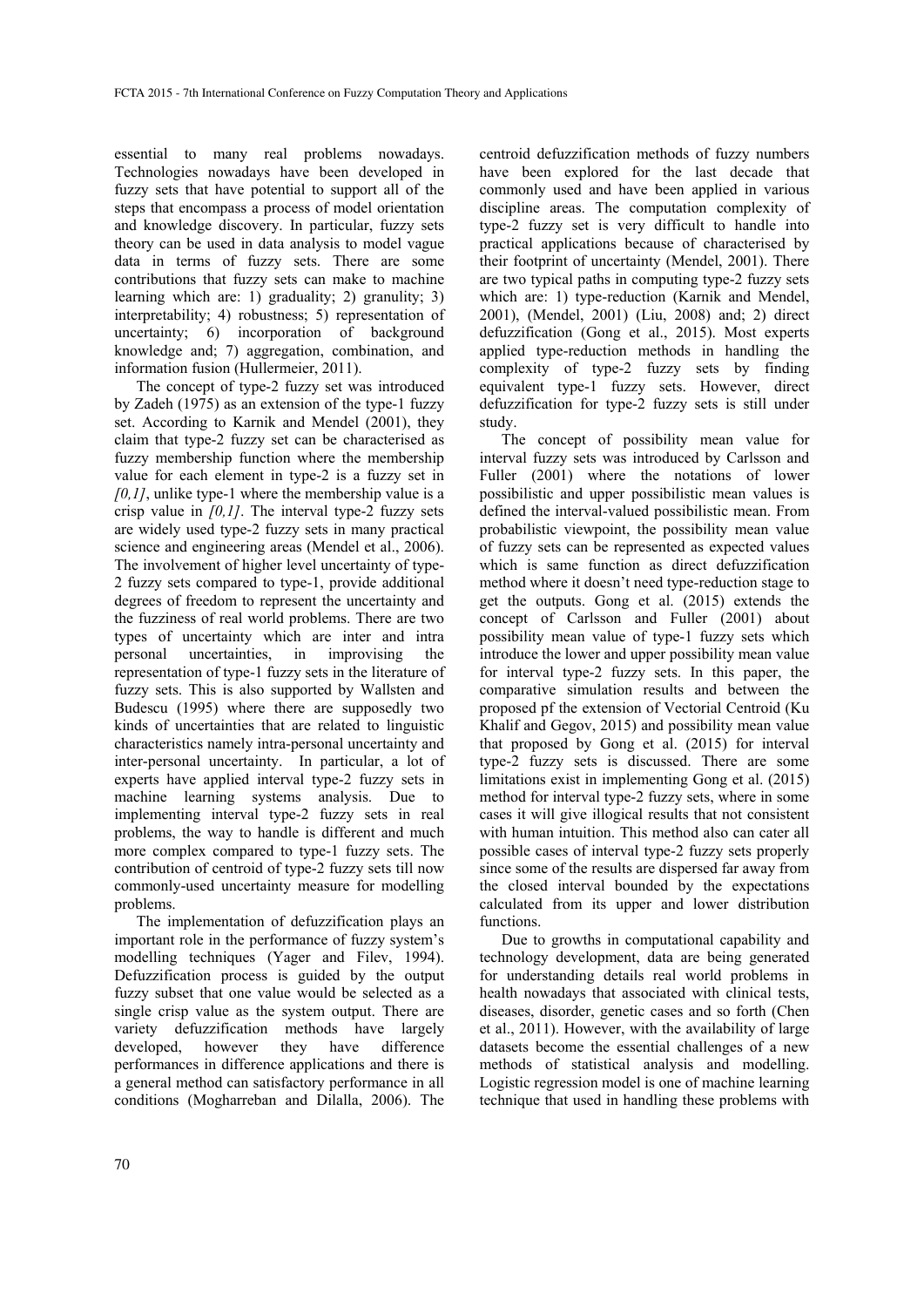essential to many real problems nowadays. Technologies nowadays have been developed in fuzzy sets that have potential to support all of the steps that encompass a process of model orientation and knowledge discovery. In particular, fuzzy sets theory can be used in data analysis to model vague data in terms of fuzzy sets. There are some contributions that fuzzy sets can make to machine learning which are: 1) graduality; 2) granulity; 3) interpretability; 4) robustness; 5) representation of uncertainty; 6) incorporation of background knowledge and; 7) aggregation, combination, and information fusion (Hullermeier, 2011).

The concept of type-2 fuzzy set was introduced by Zadeh (1975) as an extension of the type-1 fuzzy set. According to Karnik and Mendel (2001), they claim that type-2 fuzzy set can be characterised as fuzzy membership function where the membership value for each element in type-2 is a fuzzy set in *[0,1]*, unlike type-1 where the membership value is a crisp value in *[0,1]*. The interval type-2 fuzzy sets are widely used type-2 fuzzy sets in many practical science and engineering areas (Mendel et al., 2006). The involvement of higher level uncertainty of type-2 fuzzy sets compared to type-1, provide additional degrees of freedom to represent the uncertainty and the fuzziness of real world problems. There are two types of uncertainty which are inter and intra personal uncertainties, in improvising the representation of type-1 fuzzy sets in the literature of fuzzy sets. This is also supported by Wallsten and Budescu (1995) where there are supposedly two kinds of uncertainties that are related to linguistic characteristics namely intra-personal uncertainty and inter-personal uncertainty. In particular, a lot of experts have applied interval type-2 fuzzy sets in machine learning systems analysis. Due to implementing interval type-2 fuzzy sets in real problems, the way to handle is different and much more complex compared to type-1 fuzzy sets. The contribution of centroid of type-2 fuzzy sets till now commonly-used uncertainty measure for modelling problems.

The implementation of defuzzification plays an important role in the performance of fuzzy system's modelling techniques (Yager and Filev, 1994). Defuzzification process is guided by the output fuzzy subset that one value would be selected as a single crisp value as the system output. There are variety defuzzification methods have largely developed, however they have difference performances in difference applications and there is a general method can satisfactory performance in all conditions (Mogharreban and Dilalla, 2006). The centroid defuzzification methods of fuzzy numbers have been explored for the last decade that commonly used and have been applied in various discipline areas. The computation complexity of type-2 fuzzy set is very difficult to handle into practical applications because of characterised by their footprint of uncertainty (Mendel, 2001). There are two typical paths in computing type-2 fuzzy sets which are: 1) type-reduction (Karnik and Mendel, 2001), (Mendel, 2001) (Liu, 2008) and; 2) direct defuzzification (Gong et al., 2015). Most experts applied type-reduction methods in handling the complexity of type-2 fuzzy sets by finding equivalent type-1 fuzzy sets. However, direct defuzzification for type-2 fuzzy sets is still under study.

The concept of possibility mean value for interval fuzzy sets was introduced by Carlsson and Fuller (2001) where the notations of lower possibilistic and upper possibilistic mean values is defined the interval-valued possibilistic mean. From probabilistic viewpoint, the possibility mean value of fuzzy sets can be represented as expected values which is same function as direct defuzzification method where it doesn't need type-reduction stage to get the outputs. Gong et al. (2015) extends the concept of Carlsson and Fuller (2001) about possibility mean value of type-1 fuzzy sets which introduce the lower and upper possibility mean value for interval type-2 fuzzy sets. In this paper, the comparative simulation results and between the proposed pf the extension of Vectorial Centroid (Ku Khalif and Gegov, 2015) and possibility mean value that proposed by Gong et al. (2015) for interval type-2 fuzzy sets is discussed. There are some limitations exist in implementing Gong et al. (2015) method for interval type-2 fuzzy sets, where in some cases it will give illogical results that not consistent with human intuition. This method also can cater all possible cases of interval type-2 fuzzy sets properly since some of the results are dispersed far away from the closed interval bounded by the expectations calculated from its upper and lower distribution functions.

Due to growths in computational capability and technology development, data are being generated for understanding details real world problems in health nowadays that associated with clinical tests, diseases, disorder, genetic cases and so forth (Chen et al., 2011). However, with the availability of large datasets become the essential challenges of a new methods of statistical analysis and modelling. Logistic regression model is one of machine learning technique that used in handling these problems with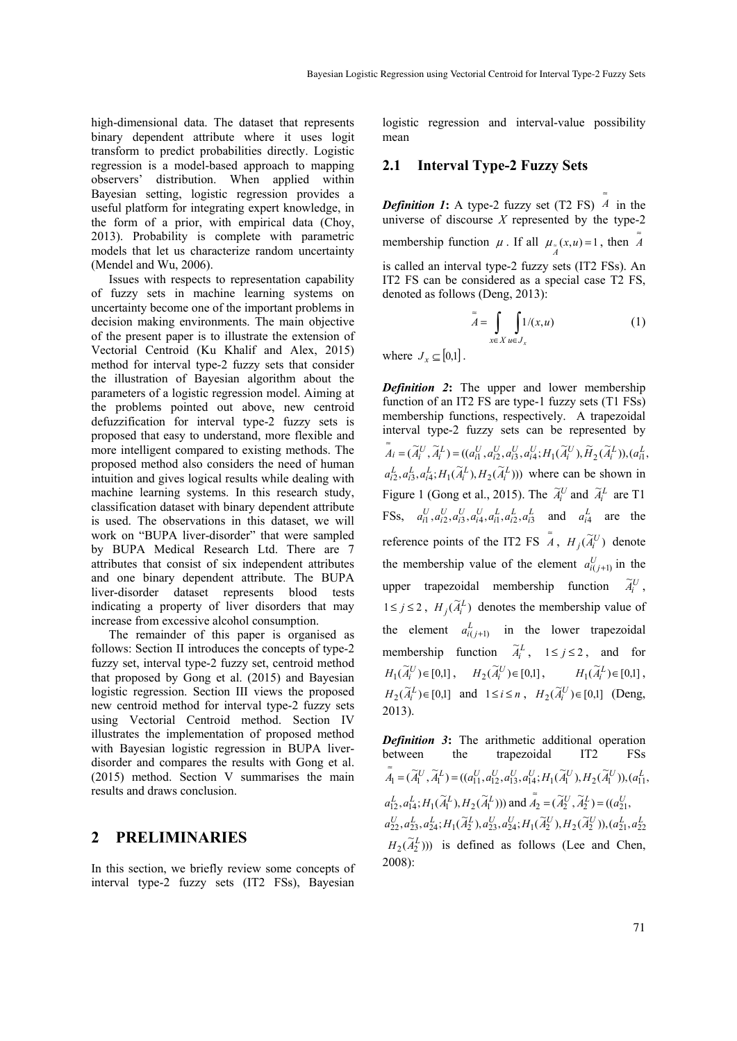high-dimensional data. The dataset that represents binary dependent attribute where it uses logit transform to predict probabilities directly. Logistic regression is a model-based approach to mapping observers' distribution. When applied within Bayesian setting, logistic regression provides a useful platform for integrating expert knowledge, in the form of a prior, with empirical data (Choy, 2013). Probability is complete with parametric models that let us characterize random uncertainty (Mendel and Wu, 2006).

Issues with respects to representation capability of fuzzy sets in machine learning systems on uncertainty become one of the important problems in decision making environments. The main objective of the present paper is to illustrate the extension of Vectorial Centroid (Ku Khalif and Alex, 2015) method for interval type-2 fuzzy sets that consider the illustration of Bayesian algorithm about the parameters of a logistic regression model. Aiming at the problems pointed out above, new centroid defuzzification for interval type-2 fuzzy sets is proposed that easy to understand, more flexible and more intelligent compared to existing methods. The proposed method also considers the need of human intuition and gives logical results while dealing with machine learning systems. In this research study, classification dataset with binary dependent attribute is used. The observations in this dataset, we will work on "BUPA liver-disorder" that were sampled by BUPA Medical Research Ltd. There are 7 attributes that consist of six independent attributes and one binary dependent attribute. The BUPA liver-disorder dataset represents blood tests indicating a property of liver disorders that may increase from excessive alcohol consumption.

The remainder of this paper is organised as follows: Section II introduces the concepts of type-2 fuzzy set, interval type-2 fuzzy set, centroid method that proposed by Gong et al. (2015) and Bayesian logistic regression. Section III views the proposed new centroid method for interval type-2 fuzzy sets using Vectorial Centroid method. Section IV illustrates the implementation of proposed method with Bayesian logistic regression in BUPA liver-disorder and compares the results with Gong et al. (2015) method. Section V summarises the main results and draws conclusion.

# 2 PRELIMINARIES

In this section, we briefly review some concepts of interval type-2 fuzzy sets (IT2 FSs), Bayesian logistic regression and interval-value possibility mean

## 2.1 Interval Type-2 Fuzzy Sets

***Definition 1*****:** A type-2 fuzzy set (T2 FS) $\tilde{\tilde{A}}$ in the universe of discourse $X$ represented by the type-2 membership function $\mu$. If all $\mu_{\tilde{\tilde{A}}}(x,u)=1$, then $\tilde{\tilde{A}}$ is called an interval type-2 fuzzy sets (IT2 FSs). An IT2 FS can be considered as a special case T2 FS, denoted as follows (Deng, 2013):

$$\tilde{\tilde{A}} = \int_{x\in X}\int_{u\in J_x} 1/(x,u) \tag{1}$$

where $J_x \subseteq [0,1]$.

***Definition 2*****:** The upper and lower membership function of an IT2 FS are type-1 fuzzy sets (T1 FSs) membership functions, respectively. A trapezoidal interval type-2 fuzzy sets can be represented by $\tilde{\tilde{A}}_i=(\tilde{A}_i^U,\tilde{A}_i^L)=((a_{i1}^U,a_{i2}^U,a_{i3}^U,a_{i4}^U;H_1(\tilde{A}_i^U),\tilde{H}_2(\tilde{A}_i^L)),(a_{i1}^L, a_{i2}^L,a_{i3}^L,a_{i4}^L;H_1(\tilde{A}_i^L),H_2(\tilde{A}_i^L)))$ where can be shown in Figure 1 (Gong et al., 2015). The $\tilde{A}_i^U$ and $\tilde{A}_i^L$ are T1 FSs, $a_{i1}^U,a_{i2}^U,a_{i3}^U,a_{i4}^U,a_{i1}^L,a_{i2}^L,a_{i3}^L$ and $a_{i4}^L$ are the reference points of the IT2 FS $\tilde{\tilde{A}}$, $H_j(\tilde{A}_i^U)$ denote the membership value of the element $a_{i(j+1)}^U$ in the upper trapezoidal membership function $\tilde{A}_i^U$, $1\le j\le 2$, $H_j(\tilde{A}_i^L)$ denotes the membership value of the element $a_{i(j+1)}^L$ in the lower trapezoidal membership function $\tilde{A}_i^L$, $1\le j\le 2$, and for $H_1(\tilde{A}_i^U)\in[0,1]$, $H_2(\tilde{A}_i^U)\in[0,1]$, $H_1(\tilde{A}_i^L)\in[0,1]$, $H_2(\tilde{A}_i^L)\in[0,1]$ and $1\le i\le n$, $H_2(\tilde{A}_i^U)\in[0,1]$ (Deng, 2013).

***Definition 3*****:** The arithmetic additional operation between the trapezoidal IT2 FSs $\tilde{\tilde{A}}_1=(\tilde{A}_1^U,\tilde{A}_1^L)=((a_{11}^U,a_{12}^U,a_{13}^U,a_{14}^U;H_1(\tilde{A}_1^U),H_2(\tilde{A}_1^U)),(a_{11}^L, a_{12}^L,a_{14}^L;H_1(\tilde{A}_1^L),H_2(\tilde{A}_1^L)))$ and $\tilde{\tilde{A}}_2=(\tilde{A}_2^U,\tilde{A}_2^L)=((a_{21}^U, a_{22}^U,a_{23}^L,a_{24}^L;H_1(\tilde{A}_2^L),a_{23}^U,a_{24}^U;H_1(\tilde{A}_2^U),H_2(\tilde{A}_2^U)),(a_{21}^L,a_{22}^L\ H_2(\tilde{A}_2^L)))$ is defined as follows (Lee and Chen, 2008):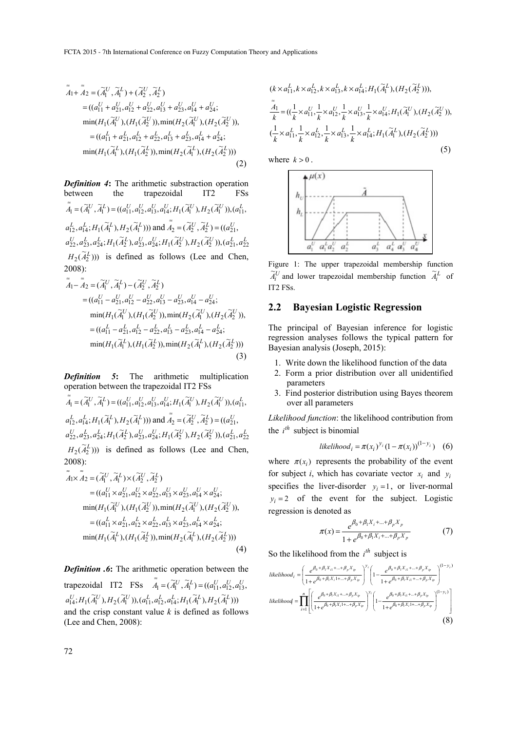$$\tilde{\tilde{A}}_1 + \tilde{\tilde{A}}_2 = (\tilde{A}_1^U, \tilde{A}_1^L) + (\tilde{A}_2^U, \tilde{A}_2^L)$$
$$= ((a_{11}^U + a_{21}^U, a_{12}^U + a_{22}^U, a_{13}^U + a_{23}^U, a_{14}^U + a_{24}^U;$$
$$\min(H_1(\tilde{A}_1^U), (H_1(\tilde{A}_2^U)), \min(H_2(\tilde{A}_1^U), (H_2(\tilde{A}_2^U)),$$
$$= ((a_{11}^L + a_{21}^L, a_{12}^L + a_{22}^L, a_{13}^L + a_{23}^L, a_{14}^L + a_{24}^L;$$
$$\min(H_1(\tilde{A}_1^L), (H_1(\tilde{A}_2^L)), \min(H_2(\tilde{A}_1^L), (H_2(\tilde{A}_2^L))) \quad (2)$$

***Definition 4*:** The arithmetic substraction operation between the trapezoidal IT2 FSs $\tilde{\tilde{A}}_1 = (\tilde{A}_1^U, \tilde{A}_1^L) = ((a_{11}^U, a_{12}^U, a_{13}^U, a_{14}^U; H_1(\tilde{A}_1^U), H_2(\tilde{A}_1^U)), (a_{11}^L, a_{12}^L, a_{14}^L; H_1(\tilde{A}_1^L), H_2(\tilde{A}_1^L)))$ and $\tilde{\tilde{A}}_2 = (\tilde{A}_2^U, \tilde{A}_2^L) = ((a_{21}^U, a_{22}^U, a_{23}^L, a_{24}^L; H_1(\tilde{A}_2^L), a_{23}^U, a_{24}^U; H_1(\tilde{A}_2^U), H_2(\tilde{A}_2^U)), (a_{21}^L, a_{22}^L\ H_2(\tilde{A}_2^L)))$ is defined as follows (Lee and Chen, 2008):

$$\tilde{\tilde{A}}_1 - \tilde{\tilde{A}}_2 = (\tilde{A}_1^U, \tilde{A}_1^L) - (\tilde{A}_2^U, \tilde{A}_2^L)$$
$$= ((a_{11}^U - a_{21}^U, a_{12}^U - a_{22}^U, a_{13}^U - a_{23}^U, a_{14}^U - a_{24}^U;$$
$$\min(H_1(\tilde{A}_1^U), (H_1(\tilde{A}_2^U)), \min(H_2(\tilde{A}_1^U), (H_2(\tilde{A}_2^U)),$$
$$= ((a_{11}^L - a_{21}^L, a_{12}^L - a_{22}^L, a_{13}^L - a_{23}^L, a_{14}^L - a_{24}^L;$$
$$\min(H_1(\tilde{A}_1^L), (H_1(\tilde{A}_2^L)), \min(H_2(\tilde{A}_1^L), (H_2(\tilde{A}_2^L))) \quad (3)$$

***Definition 5*:** The arithmetic multiplication operation between the trapezoidal IT2 FSs $\tilde{\tilde{A}}_1 = (\tilde{A}_1^U, \tilde{A}_1^L) = ((a_{11}^U, a_{12}^U, a_{13}^U, a_{14}^U; H_1(\tilde{A}_1^U), H_2(\tilde{A}_1^U)), (a_{11}^L, a_{12}^L, a_{14}^L; H_1(\tilde{A}_1^L), H_2(\tilde{A}_1^L)))$ and $\tilde{\tilde{A}}_2 = (\tilde{A}_2^U, \tilde{A}_2^L) = ((a_{21}^U, a_{22}^U, a_{23}^L, a_{24}^L; H_1(\tilde{A}_2^L), a_{23}^U, a_{24}^U; H_1(\tilde{A}_2^U), H_2(\tilde{A}_2^U)), (a_{21}^L, a_{22}^L\ H_2(\tilde{A}_2^L)))$ is defined as follows (Lee and Chen, 2008):

$$\tilde{\tilde{A}}_1 \times \tilde{\tilde{A}}_2 = (\tilde{A}_1^U, \tilde{A}_1^L) \times (\tilde{A}_2^U, \tilde{A}_2^L)$$
$$= ((a_{11}^U \times a_{21}^U, a_{12}^U \times a_{22}^U, a_{13}^U \times a_{23}^U, a_{14}^U \times a_{24}^U;$$
$$\min(H_1(\tilde{A}_1^U), (H_1(\tilde{A}_2^U)), \min(H_2(\tilde{A}_1^U), (H_2(\tilde{A}_2^U)),$$
$$= ((a_{11}^L \times a_{21}^L, a_{12}^L \times a_{22}^L, a_{13}^L \times a_{23}^L, a_{14}^L \times a_{24}^L;$$
$$\min(H_1(\tilde{A}_1^L), (H_1(\tilde{A}_2^L)), \min(H_2(\tilde{A}_1^L), (H_2(\tilde{A}_2^L))) \quad (4)$$

***Definition .6*:** The arithmetic operation between the trapezoidal IT2 FSs $\tilde{\tilde{A}}_1 = (\tilde{A}_1^U, \tilde{A}_1^L) = ((a_{11}^U, a_{12}^U, a_{13}^U, a_{14}^U; H_1(\tilde{A}_1^U), H_2(\tilde{A}_1^U)), (a_{11}^L, a_{12}^L, a_{14}^L; H_1(\tilde{A}_1^L), H_2(\tilde{A}_1^L)))$ and the crisp constant value $k$ is defined as follows (Lee and Chen, 2008):

$$(k \times a_{11}^L, k \times a_{12}^L, k \times a_{13}^L, k \times a_{14}^L; H_1(\tilde{A}_1^L), (H_2(\tilde{A}_2^L))),$$
$$\frac{\tilde{\tilde{A}}_1}{k} = ((\frac{1}{k} \times a_{11}^U, \frac{1}{k} \times a_{12}^U, \frac{1}{k} \times a_{13}^U, \frac{1}{k} \times a_{14}^U; H_1(\tilde{A}_1^U), (H_2(\tilde{A}_2^U)),$$
$$(\frac{1}{k} \times a_{11}^L, \frac{1}{k} \times a_{12}^L, \frac{1}{k} \times a_{13}^L, \frac{1}{k} \times a_{14}^L; H_1(\tilde{A}_1^L), (H_2(\tilde{A}_2^L))) \quad (5)$$

where $k > 0$.

Figure 1: The upper trapezoidal membership function $\tilde{A}_i^U$ and lower trapezoidal membership function $\tilde{A}_i^L$ of IT2 FSs.

## 2.2 Bayesian Logistic Regression

The principal of Bayesian inference for logistic regression analyses follows the typical pattern for Bayesian analysis (Joseph, 2015):

1. Write down the likelihood function of the data
2. Form a prior distribution over all unidentified parameters
3. Find posterior distribution using Bayes theorem over all parameters

*Likelihood function*: the likelihood contribution from the $i^{th}$ subject is binomial

$$likelihood_i = \pi(x_i)^{y_i}(1 - \pi(x_i))^{(1-y_i)} \quad (6)$$

where $\pi(x_i)$ represents the probability of the event for subject *i*, which has covariate vector $x_i$ and $y_i$ specifies the liver-disorder $y_i = 1$, or liver-normal $y_i = 2$ of the event for the subject. Logistic regression is denoted as

$$\pi(x) = \frac{e^{\beta_0 + \beta_1 X_i + ... + \beta_p X_p}}{1 + e^{\beta_0 + \beta_1 X_i + ... + \beta_p X_p}} \quad (7)$$

So the likelihood from the $i^{th}$ subject is

$$likelihood_i = \left(\frac{e^{\beta_0 + \beta_1 X_{i1} + ... + \beta_p X_{ip}}}{1 + e^{\beta_0 + \beta_1 X_i 1 + ... + \beta_p X_{ip}}}\right)^{y_i}\left(1 - \frac{e^{\beta_0 + \beta_1 X_{i1} + ... + \beta_p X_{ip}}}{1 + e^{\beta_0 + \beta_1 X_{i1} + ... + \beta_p X_{ip}}}\right)^{(1-y_i)}$$

$$likelihood = \prod_{i=1}^{n}\left[\left(\frac{e^{\beta_0 + \beta_1 X_{i1} + ... + \beta_p X_{ip}}}{1 + e^{\beta_0 + \beta_1 X_i 1 + ... + \beta_p X_{ip}}}\right)^{y_i}\left(1 - \frac{e^{\beta_0 + \beta_1 X_{i1} + ... + \beta_p X_{ip}}}{1 + e^{\beta_0 + \beta_1 X_i 1 + ... + \beta_p X_{ip}}}\right)^{(1-y_i)}\right] \quad (8)$$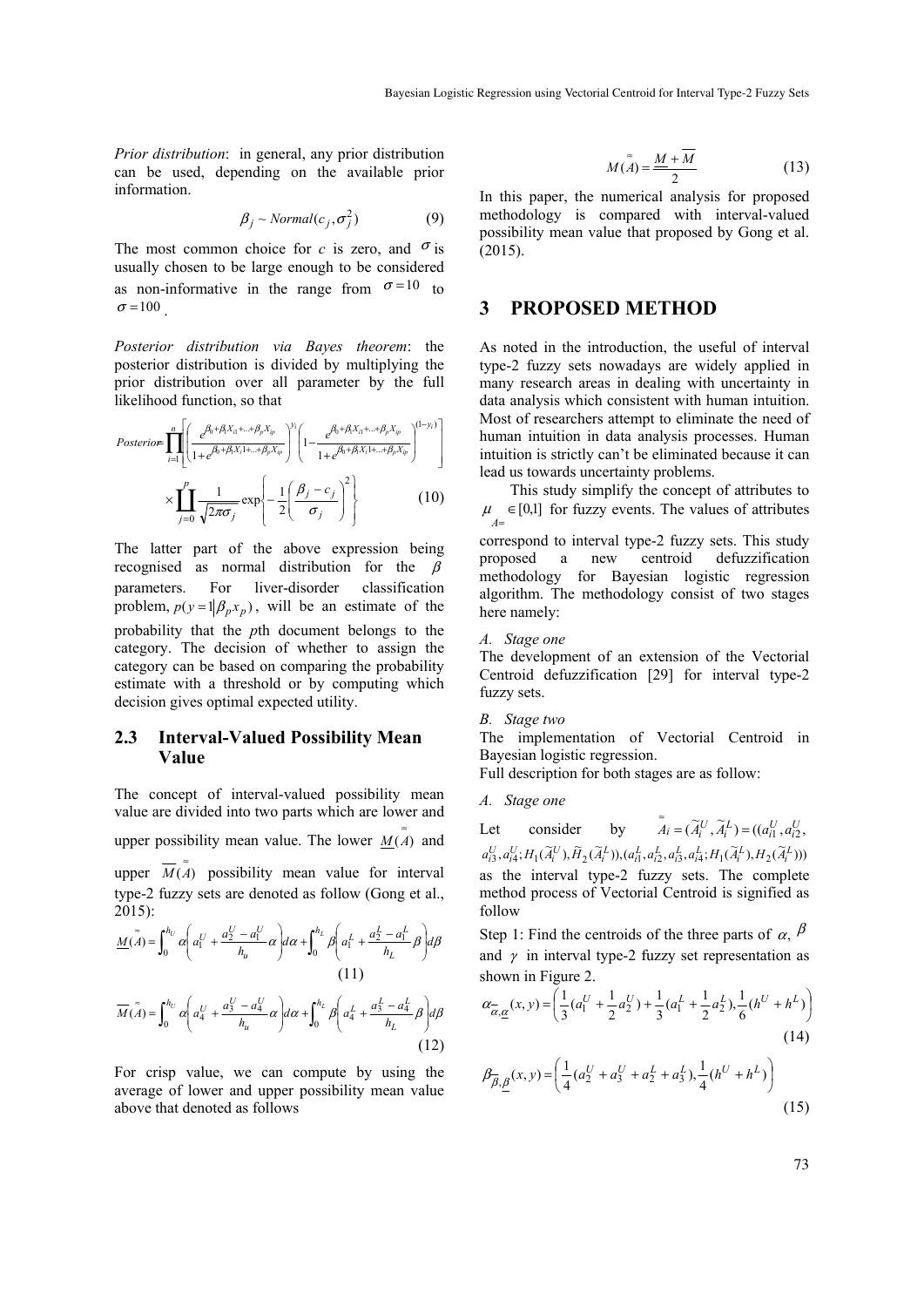*Prior distribution*: in general, any prior distribution can be used, depending on the available prior information.

$$\beta_j \sim Normal(c_j, \sigma_j^2) \tag{9}$$

The most common choice for $c$ is zero, and $\sigma$ is usually chosen to be large enough to be considered as non-informative in the range from $\sigma = 10$ to $\sigma = 100$.

*Posterior distribution via Bayes theorem*: the posterior distribution is divided by multiplying the prior distribution over all parameter by the full likelihood function, so that

$$Posterior = \prod_{i=1}^{n}\left[\left(\frac{e^{\beta_0+\beta_1 X_{i1}+\ldots+\beta_p X_{ip}}}{1+e^{\beta_0+\beta_1 X_i 1+\ldots+\beta_p X_{ip}}}\right)^{y_i}\left(1-\frac{e^{\beta_0+\beta_1 X_{i1}+\ldots+\beta_p X_{ip}}}{1+e^{\beta_0+\beta_1 X_i 1+\ldots+\beta_p X_{ip}}}\right)^{(1-y_i)}\right] \times \prod_{j=0}^{p}\frac{1}{\sqrt{2\pi\sigma_j}}\exp\left\{-\frac{1}{2}\left(\frac{\beta_j - c_j}{\sigma_j}\right)^2\right\} \tag{10}$$

The latter part of the above expression being recognised as normal distribution for the $\beta$ parameters. For liver-disorder classification problem, $p(y=1|\beta_p x_p)$, will be an estimate of the probability that the *p*th document belongs to the category. The decision of whether to assign the category can be based on comparing the probability estimate with a threshold or by computing which decision gives optimal expected utility.

### 2.3 Interval-Valued Possibility Mean Value

The concept of interval-valued possibility mean value are divided into two parts which are lower and upper possibility mean value. The lower $\underline{M}(\tilde{\tilde{A}})$ and upper $\overline{M}(\tilde{\tilde{A}})$ possibility mean value for interval type-2 fuzzy sets are denoted as follow (Gong et al., 2015):

$$\underline{M}(\tilde{\tilde{A}}) = \int_0^{h_U}\alpha\left(a_1^U + \frac{a_2^U - a_1^U}{h_u}\alpha\right)d\alpha + \int_0^{h_L}\beta\left(a_1^L + \frac{a_2^L - a_1^L}{h_L}\beta\right)d\beta \tag{11}$$

$$\overline{M}(\tilde{\tilde{A}}) = \int_0^{h_U}\alpha\left(a_4^U + \frac{a_3^U - a_4^U}{h_u}\alpha\right)d\alpha + \int_0^{h_L}\beta\left(a_4^L + \frac{a_3^L - a_4^L}{h_L}\beta\right)d\beta \tag{12}$$

For crisp value, we can compute by using the average of lower and upper possibility mean value above that denoted as follows

$$M(\tilde{\tilde{A}}) = \frac{\underline{M} + \overline{M}}{2} \tag{13}$$

In this paper, the numerical analysis for proposed methodology is compared with interval-valued possibility mean value that proposed by Gong et al. (2015).

## 3 PROPOSED METHOD

As noted in the introduction, the useful of interval type-2 fuzzy sets nowadays are widely applied in many research areas in dealing with uncertainty in data analysis which consistent with human intuition. Most of researchers attempt to eliminate the need of human intuition in data analysis processes. Human intuition is strictly can't be eliminated because it can lead us towards uncertainty problems.

This study simplify the concept of attributes to $\mu_{\tilde{\tilde{A}}} \in [0,1]$ for fuzzy events. The values of attributes correspond to interval type-2 fuzzy sets. This study proposed a new centroid defuzzification methodology for Bayesian logistic regression algorithm. The methodology consist of two stages here namely:

*A. Stage one*

The development of an extension of the Vectorial Centroid defuzzification [29] for interval type-2 fuzzy sets.

*B. Stage two*

The implementation of Vectorial Centroid in Bayesian logistic regression.

Full description for both stages are as follow:

*A. Stage one*

Let consider by $\tilde{\tilde{A}}_i = (\tilde{A}_i^U, \tilde{A}_i^L) = ((a_{i1}^U, a_{i2}^U, a_{i3}^U, a_{i4}^U; H_1(\tilde{A}_i^U), \tilde{H}_2(\tilde{A}_i^L)), (a_{i1}^L, a_{i2}^L, a_{i3}^L, a_{i4}^L; H_1(\tilde{A}_i^L), H_2(\tilde{A}_i^L)))$ as the interval type-2 fuzzy sets. The complete method process of Vectorial Centroid is signified as follow

Step 1: Find the centroids of the three parts of $\alpha$, $\beta$ and $\gamma$ in interval type-2 fuzzy set representation as shown in Figure 2.

$$\alpha_{\overline{\alpha},\underline{\alpha}}(x,y) = \left(\frac{1}{3}(a_1^U + \frac{1}{2}a_2^U) + \frac{1}{3}(a_1^L + \frac{1}{2}a_2^L), \frac{1}{6}(h^U + h^L)\right) \tag{14}$$

$$\beta_{\overline{\beta},\underline{\beta}}(x,y) = \left(\frac{1}{4}(a_2^U + a_3^U + a_2^L + a_3^L), \frac{1}{4}(h^U + h^L)\right) \tag{15}$$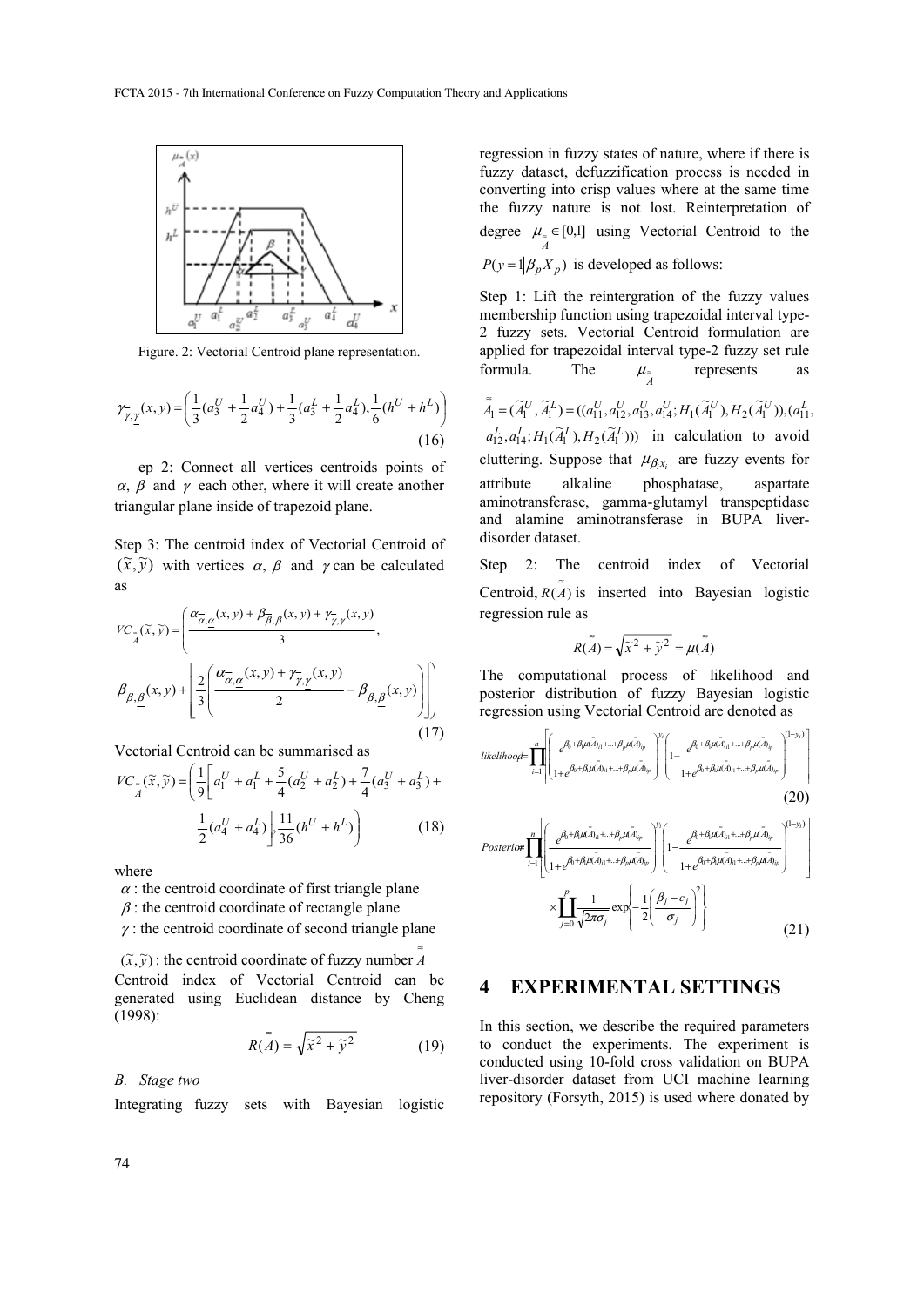Figure. 2: Vectorial Centroid plane representation.

$$\gamma_{\overline{\gamma},\underline{\gamma}}(x,y)=\left(\frac{1}{3}(a_3^U+\frac{1}{2}a_4^U)+\frac{1}{3}(a_3^L+\frac{1}{2}a_4^L),\frac{1}{6}(h^U+h^L)\right) \quad (16)$$

ep 2: Connect all vertices centroids points of $\alpha$, $\beta$ and $\gamma$ each other, where it will create another triangular plane inside of trapezoid plane.

Step 3: The centroid index of Vectorial Centroid of $(\widetilde{x},\widetilde{y})$ with vertices $\alpha$, $\beta$ and $\gamma$ can be calculated as

$$VC_{\approx A}(\widetilde{x},\widetilde{y})=\left(\frac{\alpha_{\overline{\alpha},\underline{\alpha}}(x,y)+\beta_{\overline{\beta},\underline{\beta}}(x,y)+\gamma_{\overline{\gamma},\underline{\gamma}}(x,y)}{3},\right.$$
$$\left.\beta_{\overline{\beta},\underline{\beta}}(x,y)+\left[\frac{2}{3}\left(\frac{\alpha_{\overline{\alpha},\underline{\alpha}}(x,y)+\gamma_{\overline{\gamma},\underline{\gamma}}(x,y)}{2}-\beta_{\overline{\beta},\underline{\beta}}(x,y)\right)\right]\right) \quad (17)$$

Vectorial Centroid can be summarised as

$$VC_{\approx A}(\widetilde{x},\widetilde{y})=\left(\frac{1}{9}\left[a_1^U+a_1^L+\frac{5}{4}(a_2^U+a_2^L)+\frac{7}{4}(a_3^U+a_3^L)+\frac{1}{2}(a_4^U+a_4^L)\right],\frac{11}{36}(h^U+h^L)\right) \quad (18)$$

where

$\alpha$ : the centroid coordinate of first triangle plane

$\beta$ : the centroid coordinate of rectangle plane

$\gamma$ : the centroid coordinate of second triangle plane

$(\widetilde{x},\widetilde{y})$ : the centroid coordinate of fuzzy number $\overset{\approx}{A}$

Centroid index of Vectorial Centroid can be generated using Euclidean distance by Cheng (1998):

$$R(\overset{\approx}{A})=\sqrt{\widetilde{x}^2+\widetilde{y}^2} \quad (19)$$

*B. Stage two*

Integrating fuzzy sets with Bayesian logistic regression in fuzzy states of nature, where if there is fuzzy dataset, defuzzification process is needed in converting into crisp values where at the same time the fuzzy nature is not lost. Reinterpretation of degree $\mu_{\approx A}\in[0,1]$ using Vectorial Centroid to the $P(y=1|\beta_p X_p)$ is developed as follows:

Step 1: Lift the reintergration of the fuzzy values membership function using trapezoidal interval type-2 fuzzy sets. Vectorial Centroid formulation are applied for trapezoidal interval type-2 fuzzy set rule formula. The $\mu_{\approx A}$ represents as $\overset{\approx}{A}_1=(\widetilde{A}_1^U,\widetilde{A}_1^L)=((a_{11}^U,a_{12}^U,a_{13}^U,a_{14}^U;H_1(\widetilde{A}_1^U),H_2(\widetilde{A}_1^U)),(a_{11}^L,a_{12}^L,a_{14}^L;H_1(\widetilde{A}_1^L),H_2(\widetilde{A}_1^L)))$ in calculation to avoid cluttering. Suppose that $\mu_{\beta_i x_i}$ are fuzzy events for attribute alkaline phosphatase, aspartate aminotransferase, gamma-glutamyl transpeptidase and alamine aminotransferase in BUPA liver-disorder dataset.

Step 2: The centroid index of Vectorial Centroid, $R(\overset{\approx}{A})$ is inserted into Bayesian logistic regression rule as

$$R(\overset{\approx}{A})=\sqrt{\widetilde{x}^2+\widetilde{y}^2}=\mu(\overset{\approx}{A})$$

The computational process of likelihood and posterior distribution of fuzzy Bayesian logistic regression using Vectorial Centroid are denoted as

$$likelihood=\prod_{i=1}^{n}\left[\left(\frac{e^{\beta_0+\beta_1\mu(\overset{\approx}{A})_{i1}+...+\beta_p\mu(\overset{\approx}{A})_{ip}}}{1+e^{\beta_0+\beta_1\mu(\overset{\approx}{A})_{i1}+...+\beta_p\mu(\overset{\approx}{A})_{ip}}}\right)^{y_i}\left(1-\frac{e^{\beta_0+\beta_1\mu(\overset{\approx}{A})_{i1}+...+\beta_p\mu(\overset{\approx}{A})_{ip}}}{1+e^{\beta_0+\beta_1\mu(\overset{\approx}{A})_{i1}+...+\beta_p\mu(\overset{\approx}{A})_{ip}}}\right)^{(1-y_i)}\right] \quad (20)$$

$$Posterior=\prod_{i=1}^{n}\left[\left(\frac{e^{\beta_0+\beta_1\mu(\overset{\approx}{A})_{i1}+...+\beta_p\mu(\overset{\approx}{A})_{ip}}}{1+e^{\beta_0+\beta_1\mu(\overset{\approx}{A})_{i1}+...+\beta_p\mu(\overset{\approx}{A})_{ip}}}\right)^{y_i}\left(1-\frac{e^{\beta_0+\beta_1\mu(\overset{\approx}{A})_{i1}+...+\beta_p\mu(\overset{\approx}{A})_{ip}}}{1+e^{\beta_0+\beta_1\mu(\overset{\approx}{A})_{i1}+...+\beta_p\mu(\overset{\approx}{A})_{ip}}}\right)^{(1-y_i)}\right]\times\prod_{j=0}^{p}\frac{1}{\sqrt{2\pi\sigma_j}}\exp\left\{-\frac{1}{2}\left(\frac{\beta_j-c_j}{\sigma_j}\right)^2\right\} \quad (21)$$

## 4 EXPERIMENTAL SETTINGS

In this section, we describe the required parameters to conduct the experiments. The experiment is conducted using 10-fold cross validation on BUPA liver-disorder dataset from UCI machine learning repository (Forsyth, 2015) is used where donated by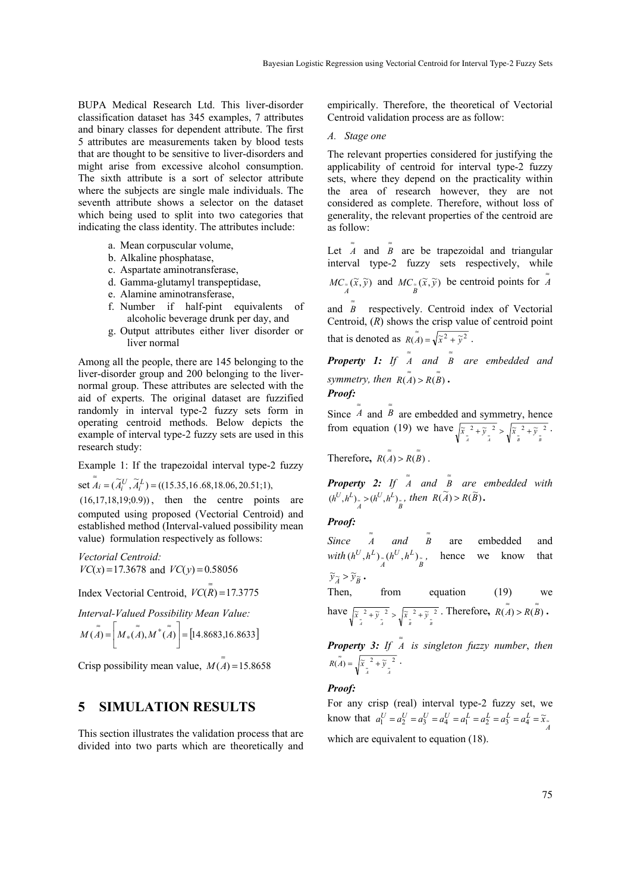BUPA Medical Research Ltd. This liver-disorder classification dataset has 345 examples, 7 attributes and binary classes for dependent attribute. The first 5 attributes are measurements taken by blood tests that are thought to be sensitive to liver-disorders and might arise from excessive alcohol consumption. The sixth attribute is a sort of selector attribute where the subjects are single male individuals. The seventh attribute shows a selector on the dataset which being used to split into two categories that indicating the class identity. The attributes include:

a. Mean corpuscular volume,
b. Alkaline phosphatase,
c. Aspartate aminotransferase,
d. Gamma-glutamyl transpeptidase,
e. Alamine aminotransferase,
f. Number if half-pint equivalents of alcoholic beverage drunk per day, and
g. Output attributes either liver disorder or liver normal

Among all the people, there are 145 belonging to the liver-disorder group and 200 belonging to the liver-normal group. These attributes are selected with the aid of experts. The original dataset are fuzzified randomly in interval type-2 fuzzy sets form in operating centroid methods. Below depicts the example of interval type-2 fuzzy sets are used in this research study:

Example 1: If the trapezoidal interval type-2 fuzzy set $\overset{\approx}{A}_i = (\widetilde{A}_i^U, \widetilde{A}_i^L) = ((15.35, 16.68, 18.06, 20.51; 1),$ $(16, 17, 18, 19; 0.9))$, then the centre points are computed using proposed (Vectorial Centroid) and established method (Interval-valued possibility mean value) formulation respectively as follows:

*Vectorial Centroid:*
$VC(x) = 17.3678$ and $VC(y) = 0.58056$

Index Vectorial Centroid, $VC(\overset{=}{R}) = 17.3775$

*Interval-Valued Possibility Mean Value:*

$$M(\overset{\approx}{A}) = \left[ M_*(\overset{\approx}{A}), M^*(\overset{\approx}{A}) \right] = [14.8683, 16.8633]$$

Crisp possibility mean value, $M(\overset{=}{A}) = 15.8658$

## 5 SIMULATION RESULTS

This section illustrates the validation process that are divided into two parts which are theoretically and empirically. Therefore, the theoretical of Vectorial Centroid validation process are as follow:

*A. Stage one*

The relevant properties considered for justifying the applicability of centroid for interval type-2 fuzzy sets, where they depend on the practicality within the area of research however, they are not considered as complete. Therefore, without loss of generality, the relevant properties of the centroid are as follow:

Let $\overset{\approx}{A}$ and $\overset{\approx}{B}$ are be trapezoidal and triangular interval type-2 fuzzy sets respectively, while $MC_{\overset{\approx}{A}}(\widetilde{x}, \widetilde{y})$ and $MC_{\overset{\approx}{B}}(\widetilde{x}, \widetilde{y})$ be centroid points for $\overset{\approx}{A}$ and $\overset{\approx}{B}$ respectively. Centroid index of Vectorial Centroid, ($R$) shows the crisp value of centroid point that is denoted as $R(\overset{\approx}{A}) = \sqrt{\widetilde{x}^2 + \widetilde{y}^2}$.

***Property 1:*** *If $\overset{\approx}{A}$ and $\overset{\approx}{B}$ are embedded and symmetry, then $R(\overset{\approx}{A}) > R(\overset{\approx}{B})$.*

***Proof:***

Since $\overset{\approx}{A}$ and $\overset{\approx}{B}$ are embedded and symmetry, hence from equation (19) we have $\sqrt{\widetilde{x}_{\overset{\approx}{A}}^{\,2} + \widetilde{y}_{\overset{\approx}{A}}^{\,2}} > \sqrt{\widetilde{x}_{\overset{\approx}{B}}^{\,2} + \widetilde{y}_{\overset{\approx}{B}}^{\,2}}$.

Therefore, $R(\overset{\approx}{A}) > R(\overset{\approx}{B})$.

***Property 2:*** *If $\overset{\approx}{A}$ and $\overset{\approx}{B}$ are embedded with $(h^U, h^L)_{\overset{\approx}{A}} > (h^U, h^L)_{\overset{\approx}{B}}$, then $R(\widetilde{A}) > R(\widetilde{B})$.*

***Proof:***

*Since $\overset{\approx}{A}$ and $\overset{\approx}{B}$* are embedded and *with* $(h^U, h^L)_{\overset{\approx}{A}} (h^U, h^L)_{\overset{\approx}{B}}$, hence we know that $\widetilde{y}_{\widetilde{A}} > \widetilde{y}_{\widetilde{B}}$.

Then, from equation (19) we have $\sqrt{\widetilde{x}_{\overset{\approx}{A}}^{\,2} + \widetilde{y}_{\overset{\approx}{A}}^{\,2}} > \sqrt{\widetilde{x}_{\overset{\approx}{B}}^{\,2} + \widetilde{y}_{\overset{\approx}{B}}^{\,2}}$. Therefore, $R(\overset{\approx}{A}) > R(\overset{\approx}{B})$.

***Property 3:*** *If $\overset{\approx}{A}$ is singleton fuzzy number, then* $R(\overset{\approx}{A}) = \sqrt{\widetilde{x}_{\overset{\approx}{A}}^{\,2} + \widetilde{y}_{\overset{\approx}{A}}^{\,2}}$.

***Proof:***

For any crisp (real) interval type-2 fuzzy set, we know that $a_1^U = a_2^U = a_3^U = a_4^U = a_1^L = a_2^L = a_3^L = a_4^L = \widetilde{x}_{\overset{\approx}{A}}$ which are equivalent to equation (18).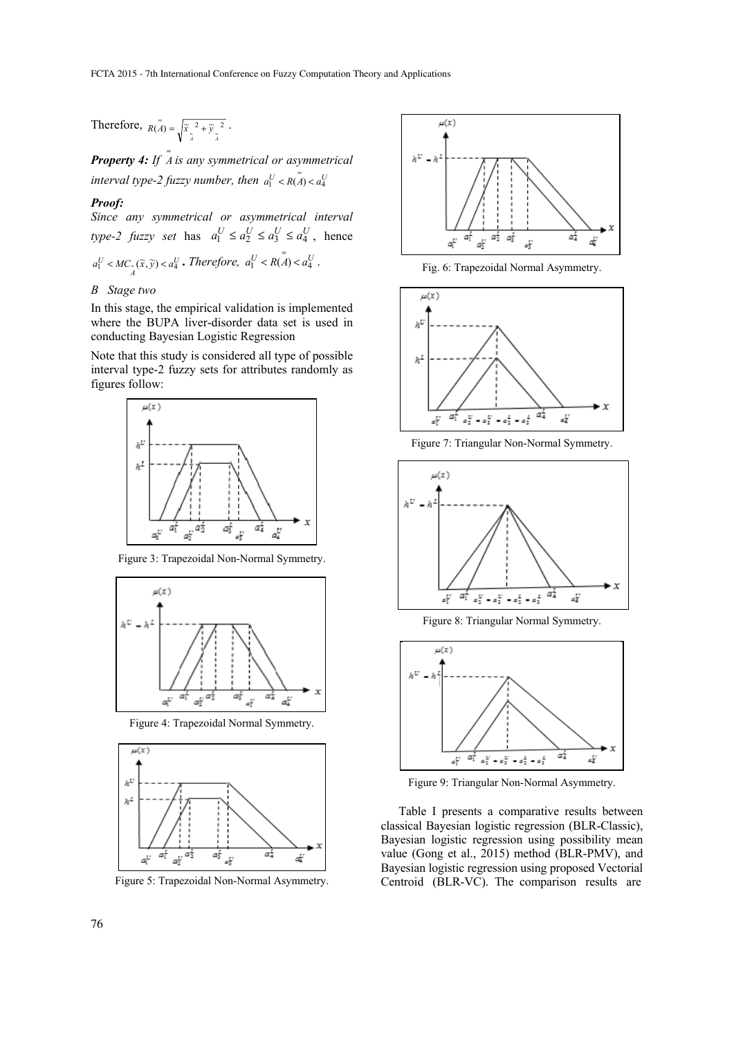Therefore, $R(\tilde{\tilde{A}}) = \sqrt{\tilde{x}_{\tilde{A}}^{\,2} + \tilde{y}_{\tilde{A}}^{\,2}}$ .

***Property 4:*** *If $\tilde{\tilde{A}}$ is any symmetrical or asymmetrical interval type-2 fuzzy number, then $a_1^U < R(\tilde{\tilde{A}}) < a_4^U$*

***Proof:***

*Since any symmetrical or asymmetrical interval type-2 fuzzy set* has $a_1^U \le a_2^U \le a_3^U \le a_4^U$ , hence $a_1^U < MC_{\tilde{A}}(\tilde{x}, \tilde{y}) < a_4^U$ *. Therefore,* $a_1^U < R(\tilde{\tilde{A}}) < a_4^U$ .

*B Stage two*

In this stage, the empirical validation is implemented where the BUPA liver-disorder data set is used in conducting Bayesian Logistic Regression

Note that this study is considered all type of possible interval type-2 fuzzy sets for attributes randomly as figures follow:

Figure 3: Trapezoidal Non-Normal Symmetry.

Figure 4: Trapezoidal Normal Symmetry.

Figure 5: Trapezoidal Non-Normal Asymmetry.

Fig. 6: Trapezoidal Normal Asymmetry.

Figure 7: Triangular Non-Normal Symmetry.

Figure 8: Triangular Normal Symmetry.

Figure 9: Triangular Non-Normal Asymmetry.

Table I presents a comparative results between classical Bayesian logistic regression (BLR-Classic), Bayesian logistic regression using possibility mean value (Gong et al., 2015) method (BLR-PMV), and Bayesian logistic regression using proposed Vectorial Centroid (BLR-VC). The comparison results are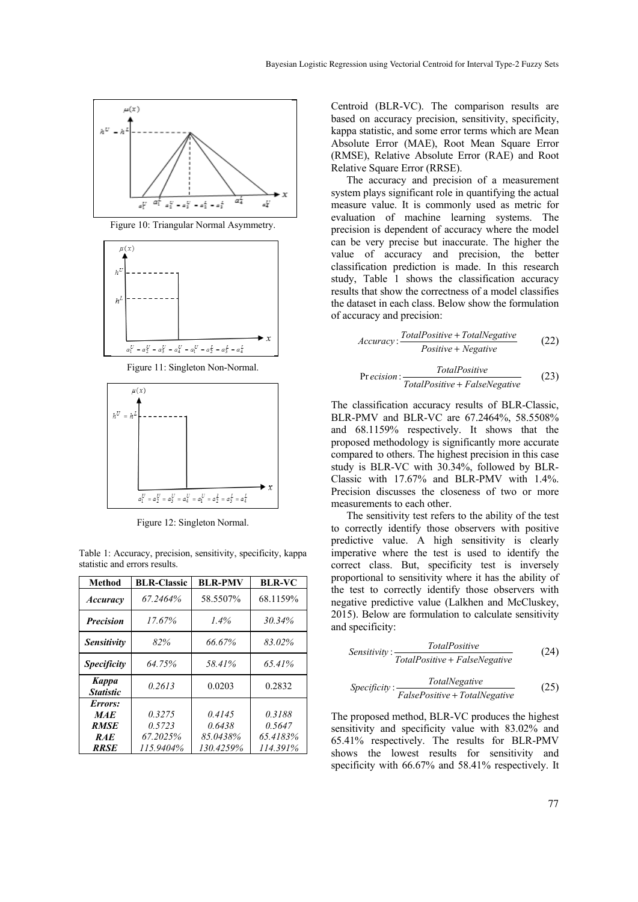Figure 10: Triangular Normal Asymmetry.

Figure 11: Singleton Non-Normal.

Figure 12: Singleton Normal.

Table 1: Accuracy, precision, sensitivity, specificity, kappa statistic and errors results.

| Method | BLR-Classic | BLR-PMV | BLR-VC |
|---|---|---|---|
| ***Accuracy*** | *67.2464%* | 58.5507% | 68.1159% |
| ***Precision*** | *17.67%* | *1.4%* | *30.34%* |
| ***Sensitivity*** | *82%* | *66.67%* | *83.02%* |
| ***Specificity*** | *64.75%* | *58.41%* | *65.41%* |
| ***Kappa Statistic*** | *0.2613* | 0.0203 | 0.2832 |
| ***Errors:*** | | | |
| ***MAE*** | *0.3275* | *0.4145* | *0.3188* |
| ***RMSE*** | *0.5723* | *0.6438* | *0.5647* |
| ***RAE*** | *67.2025%* | *85.0438%* | *65.4183%* |
| ***RRSE*** | *115.9404%* | *130.4259%* | *114.391%* |

Centroid (BLR-VC). The comparison results are based on accuracy precision, sensitivity, specificity, kappa statistic, and some error terms which are Mean Absolute Error (MAE), Root Mean Square Error (RMSE), Relative Absolute Error (RAE) and Root Relative Square Error (RRSE).

The accuracy and precision of a measurement system plays significant role in quantifying the actual measure value. It is commonly used as metric for evaluation of machine learning systems. The precision is dependent of accuracy where the model can be very precise but inaccurate. The higher the value of accuracy and precision, the better classification prediction is made. In this research study, Table 1 shows the classification accuracy results that show the correctness of a model classifies the dataset in each class. Below show the formulation of accuracy and precision:

$$Accuracy: \frac{TotalPositive + TotalNegative}{Positive + Negative} \tag{22}$$

$$Precision: \frac{TotalPositive}{TotalPositive + FalseNegative} \tag{23}$$

The classification accuracy results of BLR-Classic, BLR-PMV and BLR-VC are 67.2464%, 58.5508% and 68.1159% respectively. It shows that the proposed methodology is significantly more accurate compared to others. The highest precision in this case study is BLR-VC with 30.34%, followed by BLR-Classic with 17.67% and BLR-PMV with 1.4%. Precision discusses the closeness of two or more measurements to each other.

The sensitivity test refers to the ability of the test to correctly identify those observers with positive predictive value. A high sensitivity is clearly imperative where the test is used to identify the correct class. But, specificity test is inversely proportional to sensitivity where it has the ability of the test to correctly identify those observers with negative predictive value (Lalkhen and McCluskey, 2015). Below are formulation to calculate sensitivity and specificity:

$$Sensitivity: \frac{TotalPositive}{TotalPositive + FalseNegative} \tag{24}$$

$$Specificity: \frac{TotalNegative}{FalsePositive + TotalNegative} \tag{25}$$

The proposed method, BLR-VC produces the highest sensitivity and specificity value with 83.02% and 65.41% respectively. The results for BLR-PMV shows the lowest results for sensitivity and specificity with 66.67% and 58.41% respectively. It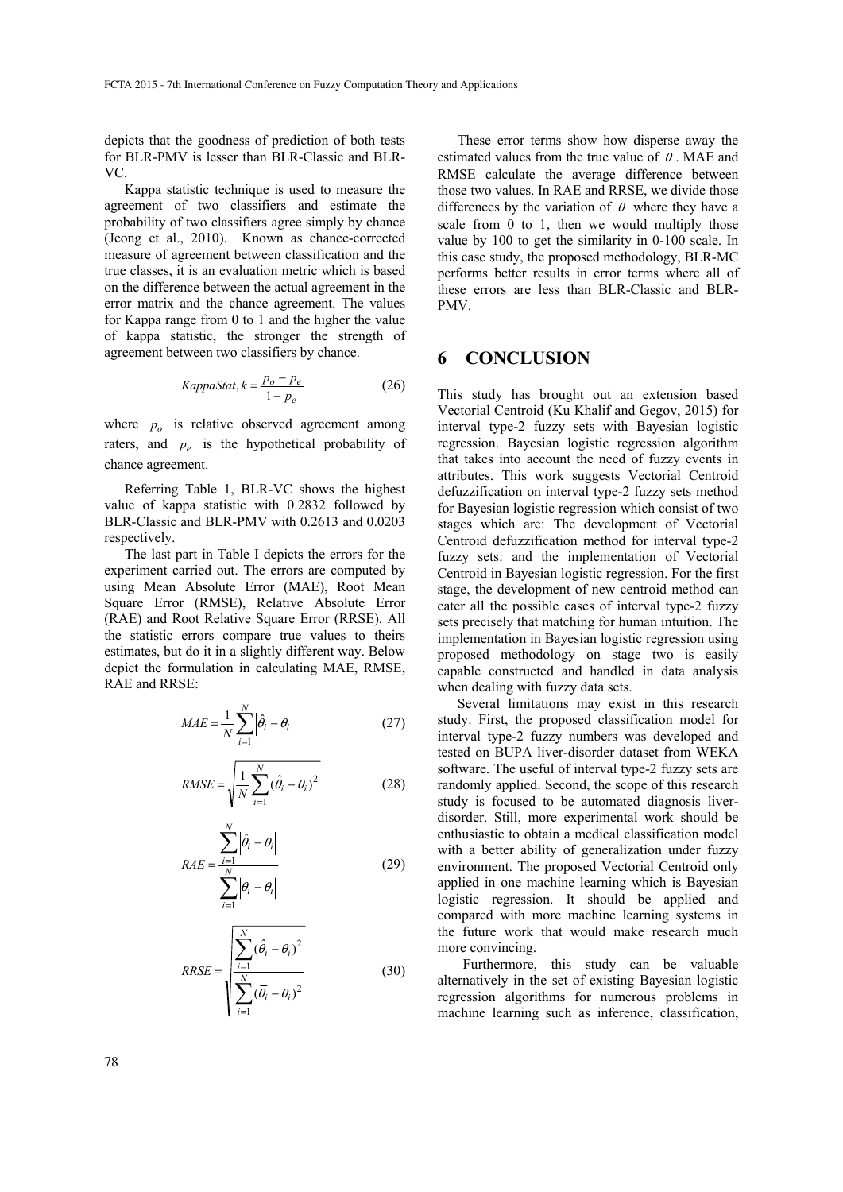depicts that the goodness of prediction of both tests for BLR-PMV is lesser than BLR-Classic and BLR-VC.

Kappa statistic technique is used to measure the agreement of two classifiers and estimate the probability of two classifiers agree simply by chance (Jeong et al., 2010). Known as chance-corrected measure of agreement between classification and the true classes, it is an evaluation metric which is based on the difference between the actual agreement in the error matrix and the chance agreement. The values for Kappa range from 0 to 1 and the higher the value of kappa statistic, the stronger the strength of agreement between two classifiers by chance.

$$KappaStat, k = \frac{p_o - p_e}{1 - p_e} \tag{26}$$

where $p_o$ is relative observed agreement among raters, and $p_e$ is the hypothetical probability of chance agreement.

Referring Table 1, BLR-VC shows the highest value of kappa statistic with 0.2832 followed by BLR-Classic and BLR-PMV with 0.2613 and 0.0203 respectively.

The last part in Table I depicts the errors for the experiment carried out. The errors are computed by using Mean Absolute Error (MAE), Root Mean Square Error (RMSE), Relative Absolute Error (RAE) and Root Relative Square Error (RRSE). All the statistic errors compare true values to theirs estimates, but do it in a slightly different way. Below depict the formulation in calculating MAE, RMSE, RAE and RRSE:

$$MAE = \frac{1}{N}\sum_{i=1}^{N}\left|\hat{\theta}_i - \theta_i\right| \tag{27}$$

$$RMSE = \sqrt{\frac{1}{N}\sum_{i=1}^{N}(\hat{\theta}_i - \theta_i)^2} \tag{28}$$

$$RAE = \frac{\sum_{i=1}^{N}\left|\hat{\theta}_i - \theta_i\right|}{\sum_{i=1}^{N}\left|\overline{\theta}_i - \theta_i\right|} \tag{29}$$

$$RRSE = \sqrt{\frac{\sum_{i=1}^{N}(\hat{\theta}_i - \theta_i)^2}{\sum_{i=1}^{N}(\overline{\theta}_i - \theta_i)^2}} \tag{30}$$

These error terms show how disperse away the estimated values from the true value of $\theta$. MAE and RMSE calculate the average difference between those two values. In RAE and RRSE, we divide those differences by the variation of $\theta$ where they have a scale from 0 to 1, then we would multiply those value by 100 to get the similarity in 0-100 scale. In this case study, the proposed methodology, BLR-MC performs better results in error terms where all of these errors are less than BLR-Classic and BLR-PMV.

## 6 CONCLUSION

This study has brought out an extension based Vectorial Centroid (Ku Khalif and Gegov, 2015) for interval type-2 fuzzy sets with Bayesian logistic regression. Bayesian logistic regression algorithm that takes into account the need of fuzzy events in attributes. This work suggests Vectorial Centroid defuzzification on interval type-2 fuzzy sets method for Bayesian logistic regression which consist of two stages which are: The development of Vectorial Centroid defuzzification method for interval type-2 fuzzy sets: and the implementation of Vectorial Centroid in Bayesian logistic regression. For the first stage, the development of new centroid method can cater all the possible cases of interval type-2 fuzzy sets precisely that matching for human intuition. The implementation in Bayesian logistic regression using proposed methodology on stage two is easily capable constructed and handled in data analysis when dealing with fuzzy data sets.

Several limitations may exist in this research study. First, the proposed classification model for interval type-2 fuzzy numbers was developed and tested on BUPA liver-disorder dataset from WEKA software. The useful of interval type-2 fuzzy sets are randomly applied. Second, the scope of this research study is focused to be automated diagnosis liver-disorder. Still, more experimental work should be enthusiastic to obtain a medical classification model with a better ability of generalization under fuzzy environment. The proposed Vectorial Centroid only applied in one machine learning which is Bayesian logistic regression. It should be applied and compared with more machine learning systems in the future work that would make research much more convincing.

Furthermore, this study can be valuable alternatively in the set of existing Bayesian logistic regression algorithms for numerous problems in machine learning such as inference, classification,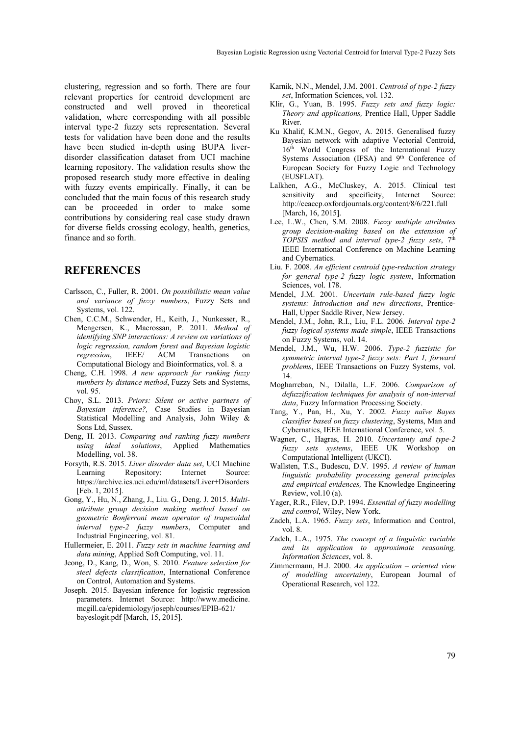clustering, regression and so forth. There are four relevant properties for centroid development are constructed and well proved in theoretical validation, where corresponding with all possible interval type-2 fuzzy sets representation. Several tests for validation have been done and the results have been studied in-depth using BUPA liver-disorder classification dataset from UCI machine learning repository. The validation results show the proposed research study more effective in dealing with fuzzy events empirically. Finally, it can be concluded that the main focus of this research study can be proceeded in order to make some contributions by considering real case study drawn for diverse fields crossing ecology, health, genetics, finance and so forth.

## REFERENCES

Carlsson, C., Fuller, R. 2001. *On possibilistic mean value and variance of fuzzy numbers*, Fuzzy Sets and Systems, vol. 122.

Chen, C.C.M., Schwender, H., Keith, J., Nunkesser, R., Mengersen, K., Macrossan, P. 2011. *Method of identifying SNP interactions: A review on variations of logic regression, random forest and Bayesian logistic regression*, IEEE/ ACM Transactions on Computational Biology and Bioinformatics, vol. 8. a

Cheng, C.H. 1998. *A new approach for ranking fuzzy numbers by distance method*, Fuzzy Sets and Systems, vol. 95.

Choy, S.L. 2013. *Priors: Silent or active partners of Bayesian inference?,* Case Studies in Bayesian Statistical Modelling and Analysis, John Wiley & Sons Ltd, Sussex.

Deng, H. 2013. *Comparing and ranking fuzzy numbers using ideal solutions*, Applied Mathematics Modelling, vol. 38.

Forsyth, R.S. 2015. *Liver disorder data set*, UCI Machine Learning Repository: Internet Source: https://archive.ics.uci.edu/ml/datasets/Liver+Disorders [Feb. 1, 2015].

Gong, Y., Hu, N., Zhang, J., Liu. G., Deng. J. 2015. *Multi-attribute group decision making method based on geometric Bonferroni mean operator of trapezoidal interval type-2 fuzzy numbers*, Computer and Industrial Engineering, vol. 81.

Hullermeier, E. 2011. *Fuzzy sets in machine learning and data mining*, Applied Soft Computing, vol. 11.

Jeong, D., Kang, D., Won, S. 2010. *Feature selection for steel defects classification*, International Conference on Control, Automation and Systems.

Joseph. 2015. Bayesian inference for logistic regression parameters. Internet Source: http://www.medicine.mcgill.ca/epidemiology/joseph/courses/EPIB-621/bayeslogit.pdf [March, 15, 2015].

Karnik, N.N., Mendel, J.M. 2001. *Centroid of type-2 fuzzy set*, Information Sciences, vol. 132.

Klir, G., Yuan, B. 1995. *Fuzzy sets and fuzzy logic: Theory and applications,* Prentice Hall, Upper Saddle River.

Ku Khalif, K.M.N., Gegov, A. 2015. Generalised fuzzy Bayesian network with adaptive Vectorial Centroid, 16th World Congress of the International Fuzzy Systems Association (IFSA) and 9th Conference of European Society for Fuzzy Logic and Technology (EUSFLAT).

Lalkhen, A.G., McCluskey, A. 2015. Clinical test sensitivity and specificity, Internet Source: http://ceaccp.oxfordjournals.org/content/8/6/221.full [March, 16, 2015].

Lee, L.W., Chen, S.M. 2008. *Fuzzy multiple attributes group decision-making based on the extension of TOPSIS method and interval type-2 fuzzy sets*, 7th IEEE International Conference on Machine Learning and Cybernetics.

Liu. F. 2008. *An efficient centroid type-reduction strategy for general type-2 fuzzy logic system*, Information Sciences, vol. 178.

Mendel, J.M. 2001. *Uncertain rule-based fuzzy logic systems: Introduction and new directions*, Prentice-Hall, Upper Saddle River, New Jersey.

Mendel, J.M., John, R.I., Liu, F.L. 2006*. Interval type-2 fuzzy logical systems made simple*, IEEE Transactions on Fuzzy Systems, vol. 14.

Mendel, J.M., Wu, H.W. 2006. *Type-2 fuzzistic for symmetric interval type-2 fuzzy sets: Part 1, forward problems*, IEEE Transactions on Fuzzy Systems, vol. 14.

Mogharreban, N., Dilalla, L.F. 2006. *Comparison of defuzzification techniques for analysis of non-interval data*, Fuzzy Information Processing Society.

Tang, Y., Pan, H., Xu, Y. 2002. *Fuzzy naïve Bayes classifier based on fuzzy clustering*, Systems, Man and Cybernetics, IEEE International Conference, vol. 5.

Wagner, C., Hagras, H. 2010. *Uncertainty and type-2 fuzzy sets systems*, IEEE UK Workshop on Computational Intelligent (UKCI).

Wallsten, T.S., Budescu, D.V. 1995. *A review of human linguistic probability processing general principles and empirical evidences,* The Knowledge Engineering Review, vol.10 (a).

Yager, R.R., Filev, D.P. 1994. *Essential of fuzzy modelling and control*, Wiley, New York.

Zadeh, L.A. 1965. *Fuzzy sets*, Information and Control, vol. 8.

Zadeh, L.A., 1975. *The concept of a linguistic variable and its application to approximate reasoning, Information Sciences*, vol. 8.

Zimmermann, H.J. 2000. *An application – oriented view of modelling uncertainty*, European Journal of Operational Research, vol 122.